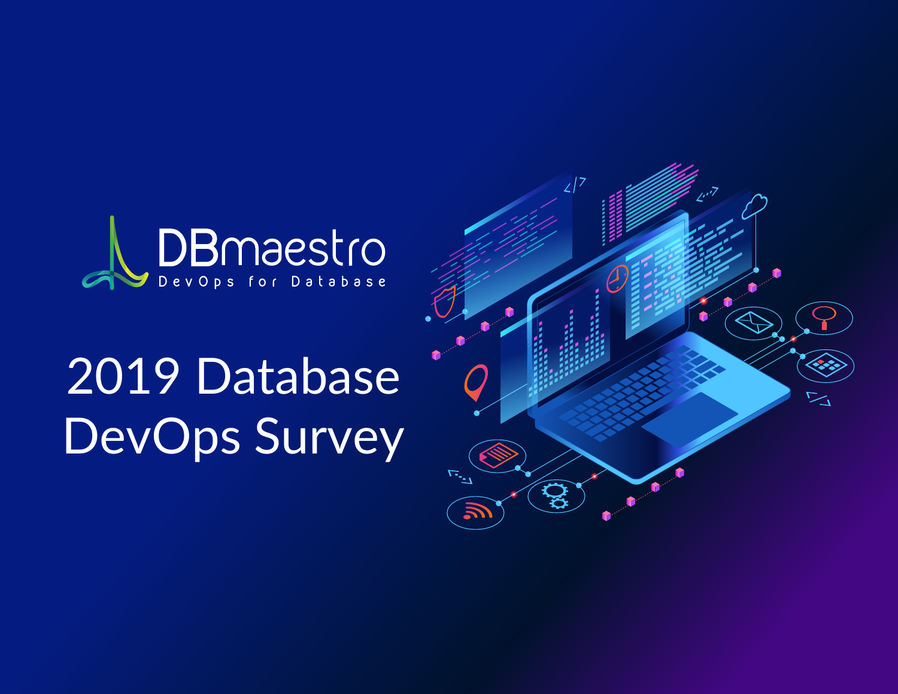DBmaestro

DevOps for Database

# 2019 Database DevOps Survey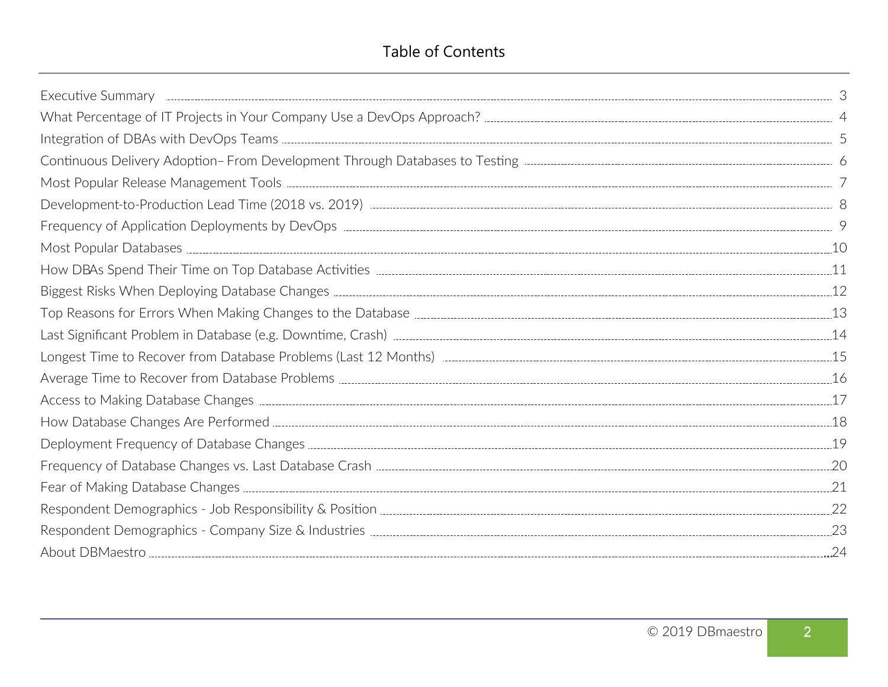# Table of Contents

| Section | Page |
|---|---|
| Executive Summary | 3 |
| What Percentage of IT Projects in Your Company Use a DevOps Approach? | 4 |
| Integration of DBAs with DevOps Teams | 5 |
| Continuous Delivery Adoption– From Development Through Databases to Testing | 6 |
| Most Popular Release Management Tools | 7 |
| Development-to-Production Lead Time (2018 vs. 2019) | 8 |
| Frequency of Application Deployments by DevOps | 9 |
| Most Popular Databases | 10 |
| How DBAs Spend Their Time on Top Database Activities | 11 |
| Biggest Risks When Deploying Database Changes | 12 |
| Top Reasons for Errors When Making Changes to the Database | 13 |
| Last Significant Problem in Database (e.g. Downtime, Crash) | 14 |
| Longest Time to Recover from Database Problems (Last 12 Months) | 15 |
| Average Time to Recover from Database Problems | 16 |
| Access to Making Database Changes | 17 |
| How Database Changes Are Performed | 18 |
| Deployment Frequency of Database Changes | 19 |
| Frequency of Database Changes vs. Last Database Crash | 20 |
| Fear of Making Database Changes | 21 |
| Respondent Demographics - Job Responsibility & Position | 22 |
| Respondent Demographics - Company Size & Industries | 23 |
| About DBMaestro | 24 |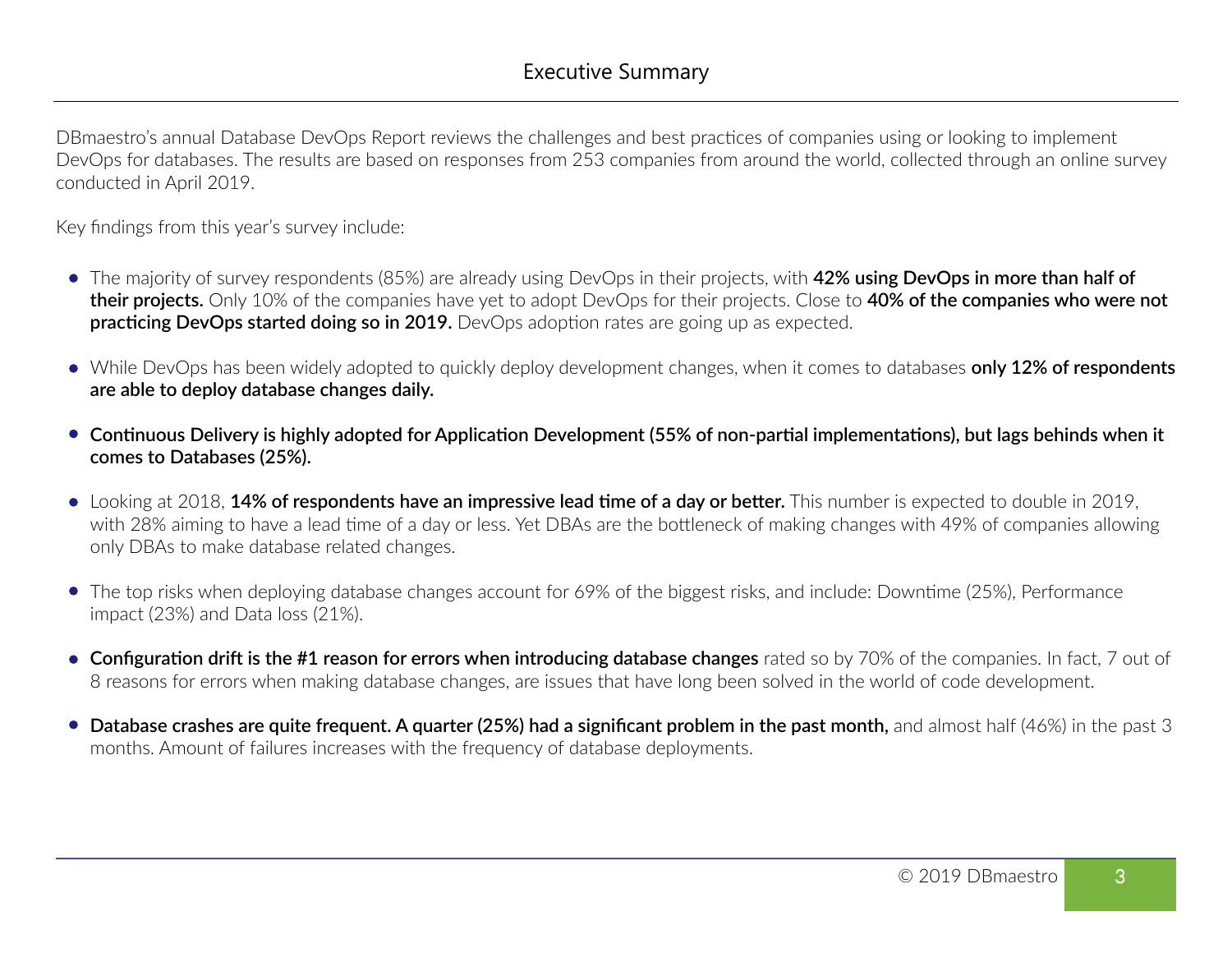# Executive Summary

DBmaestro's annual Database DevOps Report reviews the challenges and best practices of companies using or looking to implement DevOps for databases. The results are based on responses from 253 companies from around the world, collected through an online survey conducted in April 2019.

Key findings from this year's survey include:

- The majority of survey respondents (85%) are already using DevOps in their projects, with **42% using DevOps in more than half of their projects.** Only 10% of the companies have yet to adopt DevOps for their projects. Close to **40% of the companies who were not practicing DevOps started doing so in 2019.** DevOps adoption rates are going up as expected.
- While DevOps has been widely adopted to quickly deploy development changes, when it comes to databases **only 12% of respondents are able to deploy database changes daily.**
- **Continuous Delivery is highly adopted for Application Development (55% of non-partial implementations), but lags behinds when it comes to Databases (25%).**
- Looking at 2018, **14% of respondents have an impressive lead time of a day or better.** This number is expected to double in 2019, with 28% aiming to have a lead time of a day or less. Yet DBAs are the bottleneck of making changes with 49% of companies allowing only DBAs to make database related changes.
- The top risks when deploying database changes account for 69% of the biggest risks, and include: Downtime (25%), Performance impact (23%) and Data loss (21%).
- **Configuration drift is the #1 reason for errors when introducing database changes** rated so by 70% of the companies. In fact, 7 out of 8 reasons for errors when making database changes, are issues that have long been solved in the world of code development.
- **Database crashes are quite frequent. A quarter (25%) had a significant problem in the past month,** and almost half (46%) in the past 3 months. Amount of failures increases with the frequency of database deployments.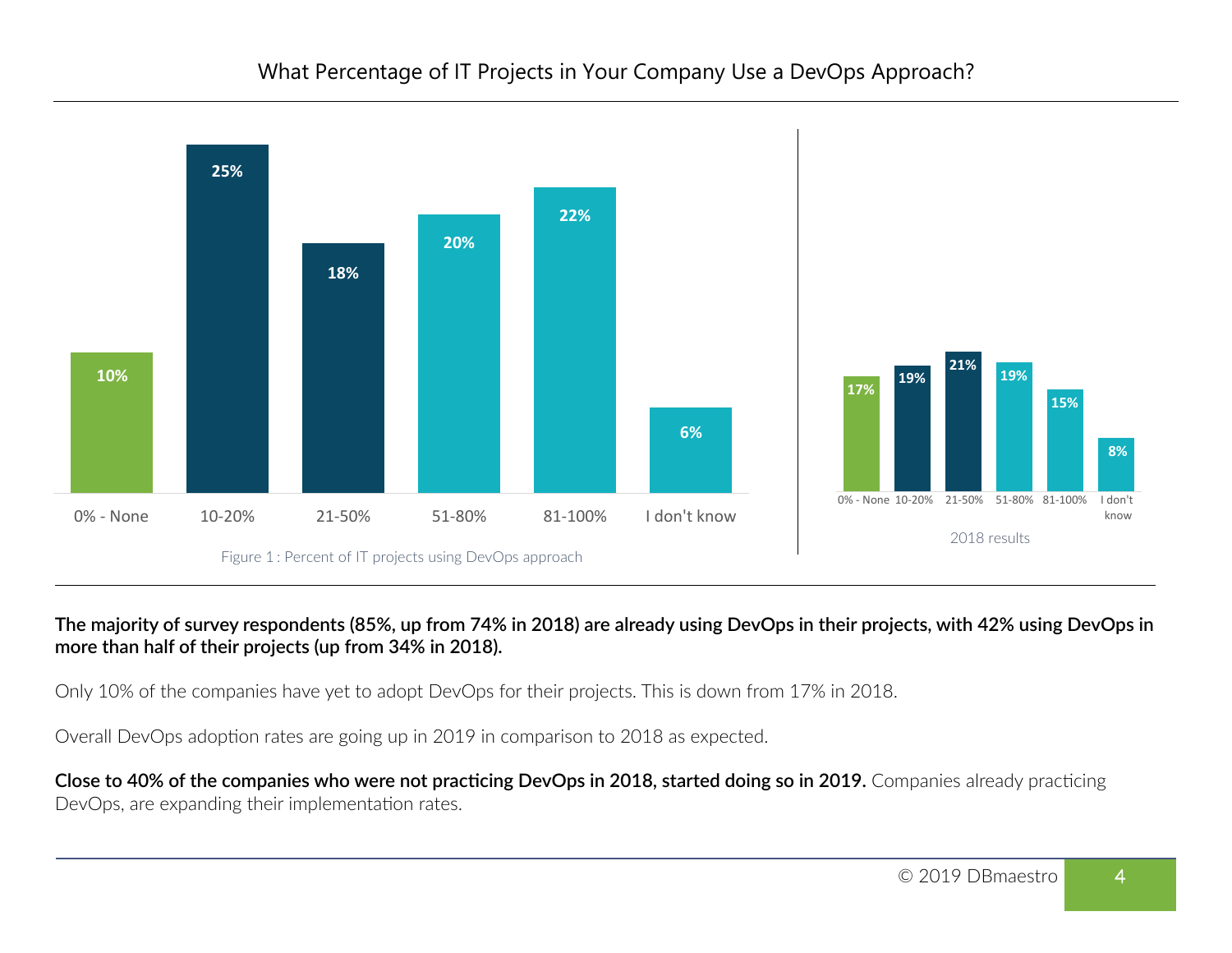## What Percentage of IT Projects in Your Company Use a DevOps Approach?

| | 0% - None | 10-20% | 21-50% | 51-80% | 81-100% | I don't know |
|---|---|---|---|---|---|---|
| 2019 | 10% | 25% | 18% | 20% | 22% | 6% |
| 2018 results | 17% | 19% | 21% | 19% | 15% | 8% |

Figure 1 : Percent of IT projects using DevOps approach

2018 results

**The majority of survey respondents (85%, up from 74% in 2018) are already using DevOps in their projects, with 42% using DevOps in more than half of their projects (up from 34% in 2018).**

Only 10% of the companies have yet to adopt DevOps for their projects. This is down from 17% in 2018.

Overall DevOps adoption rates are going up in 2019 in comparison to 2018 as expected.

**Close to 40% of the companies who were not practicing DevOps in 2018, started doing so in 2019.** Companies already practicing DevOps, are expanding their implementation rates.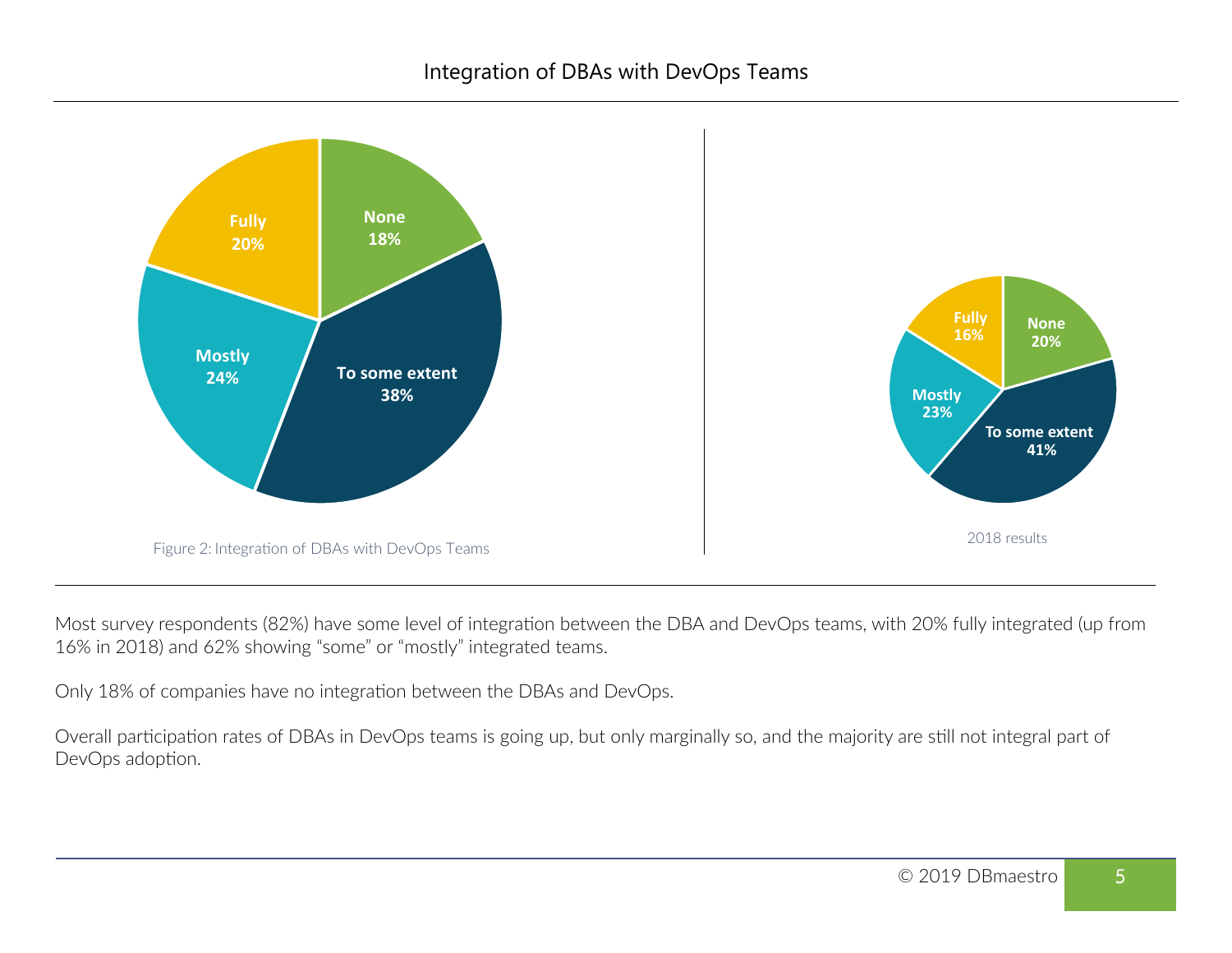## Integration of DBAs with DevOps Teams

Fully 20%, None 18%, To some extent 38%, Mostly 24%

Figure 2: Integration of DBAs with DevOps Teams

Fully 16%, None 20%, To some extent 41%, Mostly 23%

2018 results

Most survey respondents (82%) have some level of integration between the DBA and DevOps teams, with 20% fully integrated (up from 16% in 2018) and 62% showing "some" or "mostly" integrated teams.

Only 18% of companies have no integration between the DBAs and DevOps.

Overall participation rates of DBAs in DevOps teams is going up, but only marginally so, and the majority are still not integral part of DevOps adoption.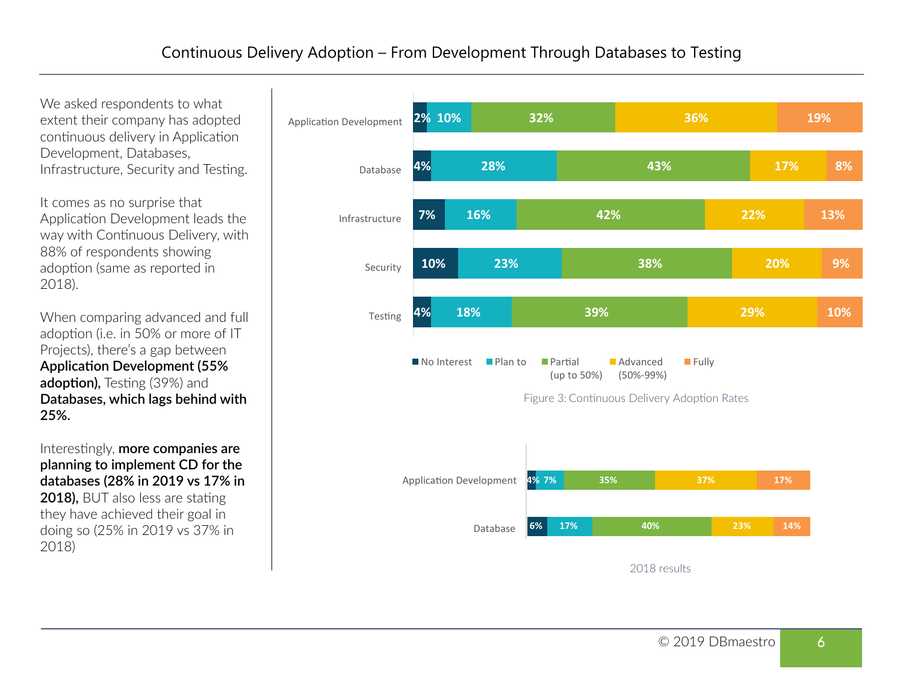# Continuous Delivery Adoption – From Development Through Databases to Testing

We asked respondents to what extent their company has adopted continuous delivery in Application Development, Databases, Infrastructure, Security and Testing.

It comes as no surprise that Application Development leads the way with Continuous Delivery, with 88% of respondents showing adoption (same as reported in 2018).

When comparing advanced and full adoption (i.e. in 50% or more of IT Projects), there's a gap between **Application Development (55% adoption),** Testing (39%) and **Databases, which lags behind with 25%.**

Interestingly, **more companies are planning to implement CD for the databases (28% in 2019 vs 17% in 2018),** BUT also less are stating they have achieved their goal in doing so (25% in 2019 vs 37% in 2018)

| | No Interest | Plan to | Partial (up to 50%) | Advanced (50%-99%) | Fully |
|---|---|---|---|---|---|
| Application Development | 2% | 10% | 32% | 36% | 19% |
| Database | 4% | 28% | 43% | 17% | 8% |
| Infrastructure | 7% | 16% | 42% | 22% | 13% |
| Security | 10% | 23% | 38% | 20% | 9% |
| Testing | 4% | 18% | 39% | 29% | 10% |

Figure 3: Continuous Delivery Adoption Rates

| | No Interest | Plan to | Partial (up to 50%) | Advanced (50%-99%) | Fully |
|---|---|---|---|---|---|
| Application Development | 4% | 7% | 35% | 37% | 17% |
| Database | 6% | 17% | 40% | 23% | 14% |

2018 results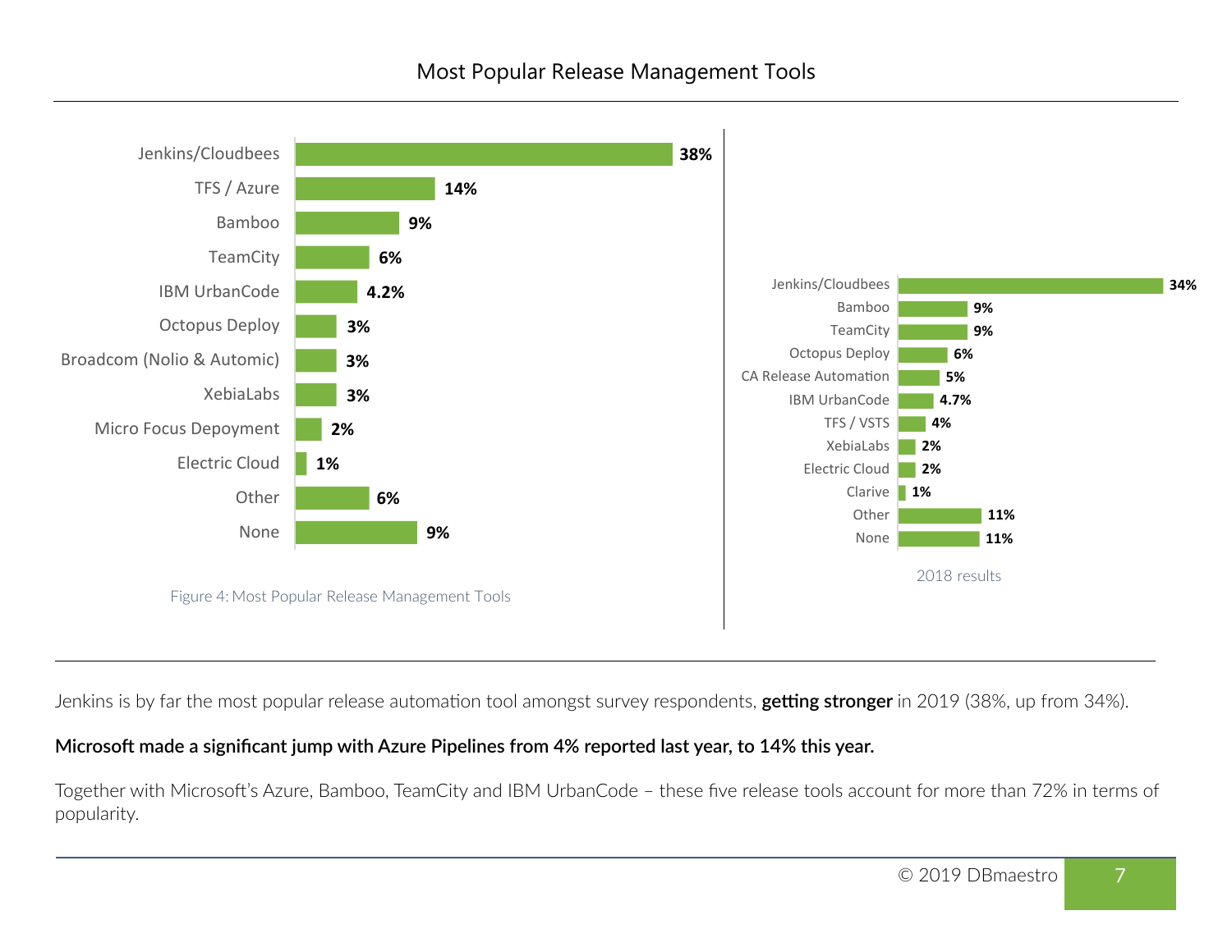## Most Popular Release Management Tools

| Tool | % |
|---|---|
| Jenkins/Cloudbees | 38% |
| TFS / Azure | 14% |
| Bamboo | 9% |
| TeamCity | 6% |
| IBM UrbanCode | 4.2% |
| Octopus Deploy | 3% |
| Broadcom (Nolio & Automic) | 3% |
| XebiaLabs | 3% |
| Micro Focus Depoyment | 2% |
| Electric Cloud | 1% |
| Other | 6% |
| None | 9% |

Figure 4: Most Popular Release Management Tools

| Tool | % |
|---|---|
| Jenkins/Cloudbees | 34% |
| Bamboo | 9% |
| TeamCity | 9% |
| Octopus Deploy | 6% |
| CA Release Automation | 5% |
| IBM UrbanCode | 4.7% |
| TFS / VSTS | 4% |
| XebiaLabs | 2% |
| Electric Cloud | 2% |
| Clarive | 1% |
| Other | 11% |
| None | 11% |

2018 results

Jenkins is by far the most popular release automation tool amongst survey respondents, **getting stronger** in 2019 (38%, up from 34%).

**Microsoft made a significant jump with Azure Pipelines from 4% reported last year, to 14% this year.**

Together with Microsoft's Azure, Bamboo, TeamCity and IBM UrbanCode – these five release tools account for more than 72% in terms of popularity.

© 2019 DBmaestro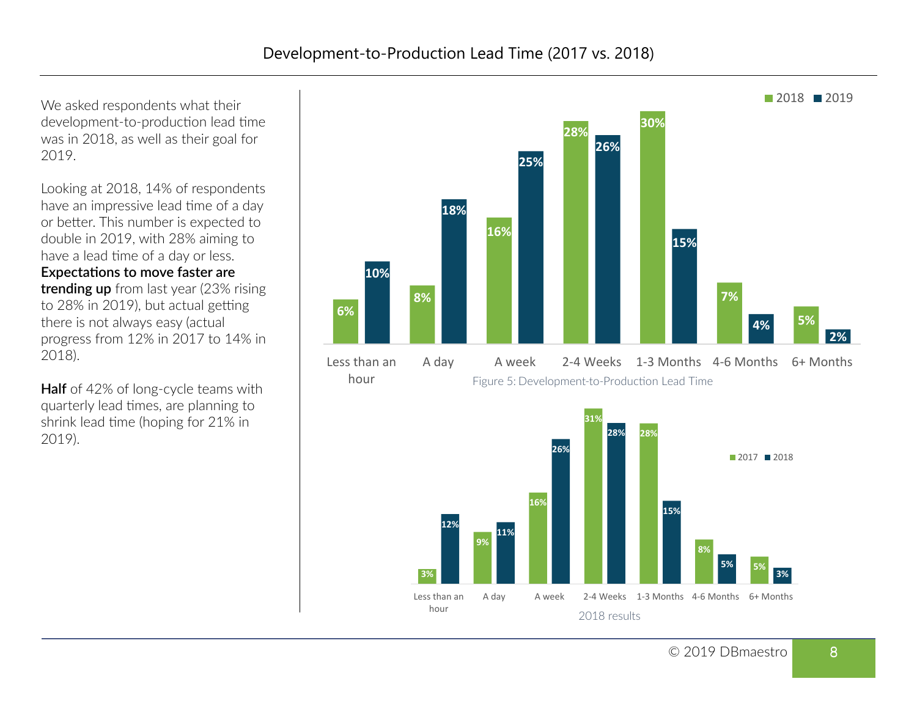# Development-to-Production Lead Time (2017 vs. 2018)

We asked respondents what their development-to-production lead time was in 2018, as well as their goal for 2019.

Looking at 2018, 14% of respondents have an impressive lead time of a day or better. This number is expected to double in 2019, with 28% aiming to have a lead time of a day or less. **Expectations to move faster are trending up** from last year (23% rising to 28% in 2019), but actual getting there is not always easy (actual progress from 12% in 2017 to 14% in 2018).

**Half** of 42% of long-cycle teams with quarterly lead times, are planning to shrink lead time (hoping for 21% in 2019).

| | 2018 | 2019 |
|---|---|---|
| Less than an hour | 6% | 10% |
| A day | 8% | 18% |
| A week | 16% | 25% |
| 2-4 Weeks | 28% | 26% |
| 1-3 Months | 30% | 15% |
| 4-6 Months | 7% | 4% |
| 6+ Months | 5% | 2% |

Figure 5: Development-to-Production Lead Time

| | 2017 | 2018 |
|---|---|---|
| Less than an hour | 3% | 12% |
| A day | 9% | 11% |
| A week | 16% | 26% |
| 2-4 Weeks | 31% | 28% |
| 1-3 Months | 28% | 15% |
| 4-6 Months | 8% | 5% |
| 6+ Months | 5% | 3% |

2018 results

© 2019 DBmaestro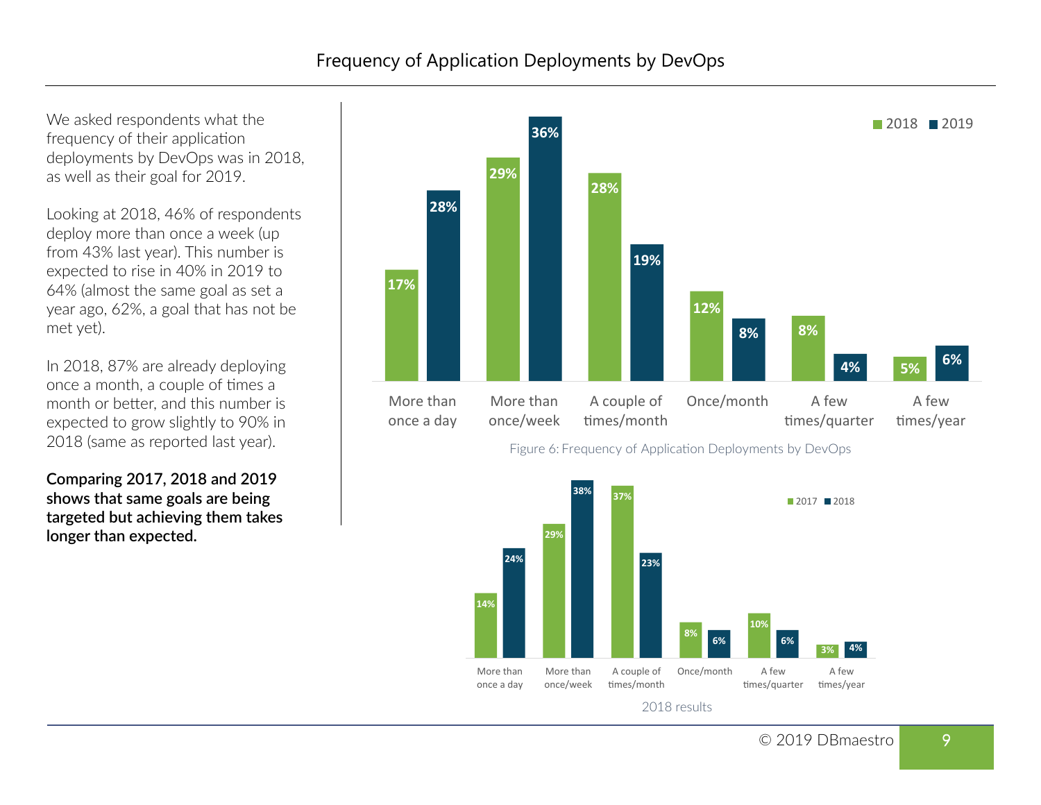# Frequency of Application Deployments by DevOps

We asked respondents what the frequency of their application deployments by DevOps was in 2018, as well as their goal for 2019.

Looking at 2018, 46% of respondents deploy more than once a week (up from 43% last year). This number is expected to rise in 40% in 2019 to 64% (almost the same goal as set a year ago, 62%, a goal that has not be met yet).

In 2018, 87% are already deploying once a month, a couple of times a month or better, and this number is expected to grow slightly to 90% in 2018 (same as reported last year).

**Comparing 2017, 2018 and 2019 shows that same goals are being targeted but achieving them takes longer than expected.**

| | 2018 | 2019 |
|---|---|---|
| More than once a day | 17% | 28% |
| More than once/week | 29% | 36% |
| A couple of times/month | 28% | 19% |
| Once/month | 12% | 8% |
| A few times/quarter | 8% | 4% |
| A few times/year | 5% | 6% |

Figure 6: Frequency of Application Deployments by DevOps

| | 2017 | 2018 |
|---|---|---|
| More than once a day | 14% | 24% |
| More than once/week | 29% | 38% |
| A couple of times/month | 37% | 23% |
| Once/month | 8% | 6% |
| A few times/quarter | 10% | 6% |
| A few times/year | 3% | 4% |

2018 results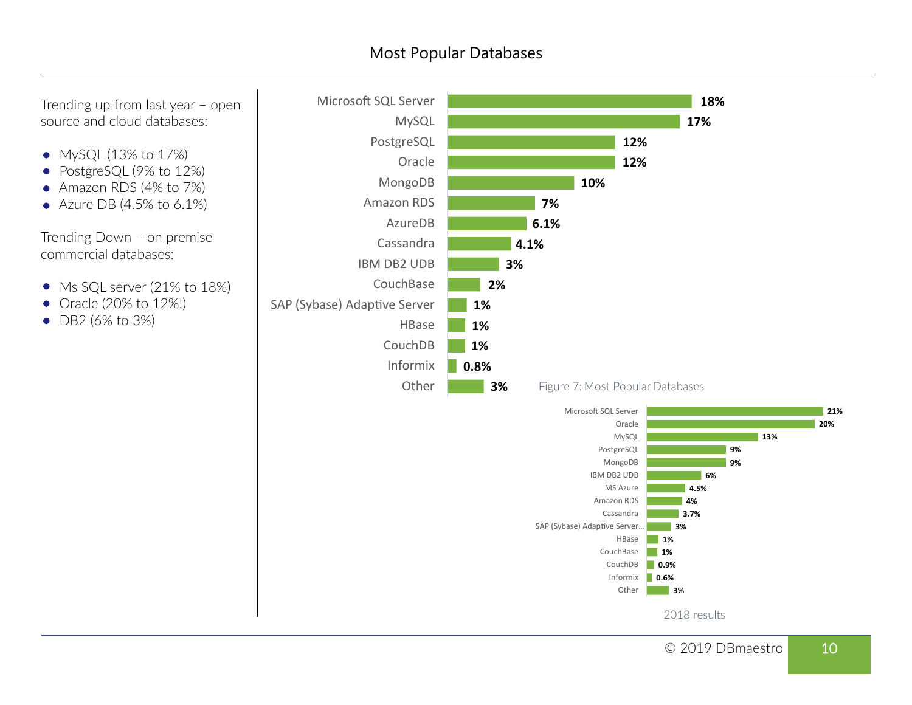# Most Popular Databases

Trending up from last year – open source and cloud databases:

- MySQL (13% to 17%)
- PostgreSQL (9% to 12%)
- Amazon RDS (4% to 7%)
- Azure DB (4.5% to 6.1%)

Trending Down – on premise commercial databases:

- Ms SQL server (21% to 18%)
- Oracle (20% to 12%!)
- DB2 (6% to 3%)

| Database | % |
|---|---|
| Microsoft SQL Server | 18% |
| MySQL | 17% |
| PostgreSQL | 12% |
| Oracle | 12% |
| MongoDB | 10% |
| Amazon RDS | 7% |
| AzureDB | 6.1% |
| Cassandra | 4.1% |
| IBM DB2 UDB | 3% |
| CouchBase | 2% |
| SAP (Sybase) Adaptive Server | 1% |
| HBase | 1% |
| CouchDB | 1% |
| Informix | 0.8% |
| Other | 3% |

Figure 7: Most Popular Databases

| Database | % |
|---|---|
| Microsoft SQL Server | 21% |
| Oracle | 20% |
| MySQL | 13% |
| PostgreSQL | 9% |
| MongoDB | 9% |
| IBM DB2 UDB | 6% |
| MS Azure | 4.5% |
| Amazon RDS | 4% |
| Cassandra | 3.7% |
| SAP (Sybase) Adaptive Server... | 3% |
| HBase | 1% |
| CouchBase | 1% |
| CouchDB | 0.9% |
| Informix | 0.6% |
| Other | 3% |

2018 results

© 2019 DBmaestro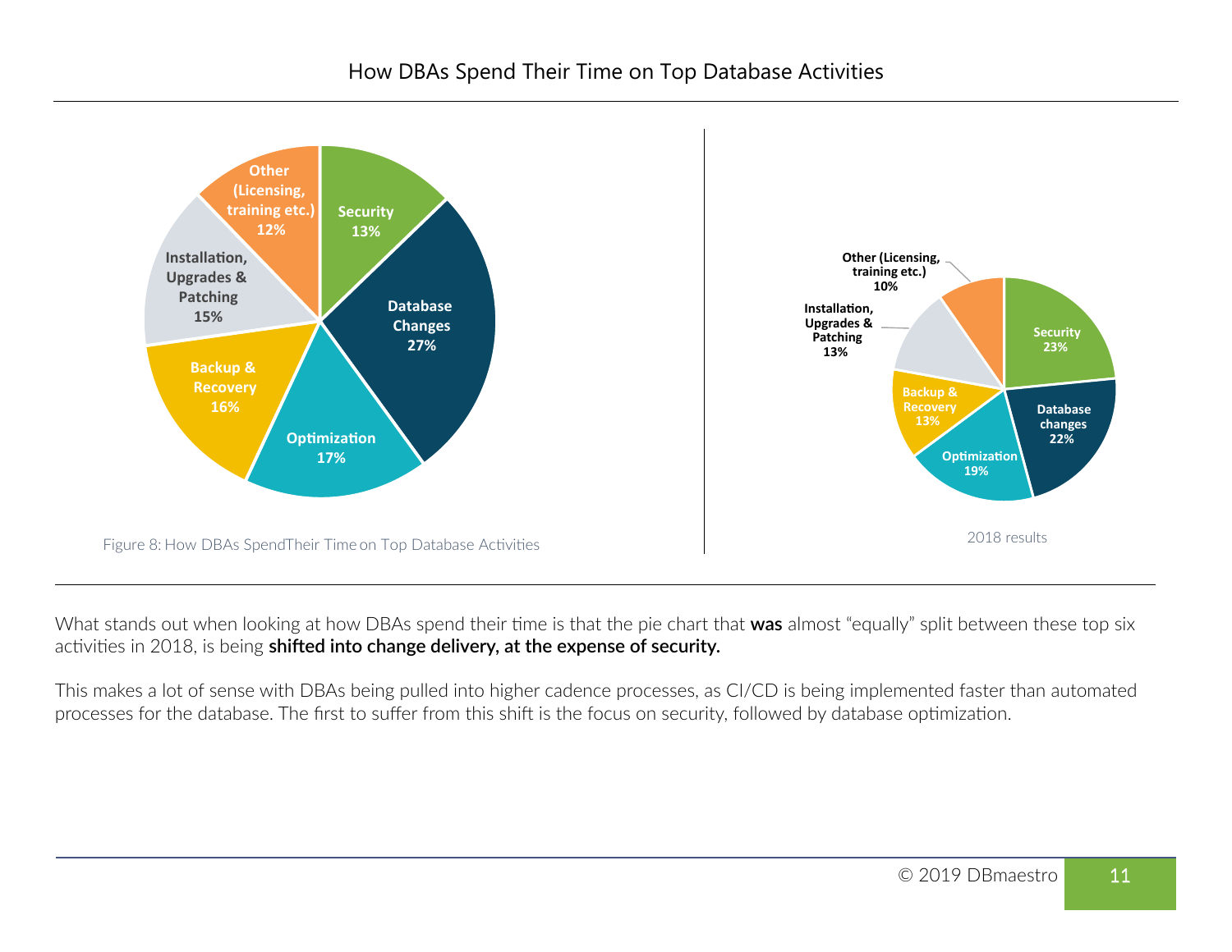## How DBAs Spend Their Time on Top Database Activities

| Activity | 2019 | 2018 results |
|---|---|---|
| Security | 13% | 23% |
| Database Changes | 27% | 22% |
| Optimization | 17% | 19% |
| Backup & Recovery | 16% | 13% |
| Installation, Upgrades & Patching | 15% | 13% |
| Other (Licensing, training etc.) | 12% | 10% |

Figure 8: How DBAs SpendTheir Time on Top Database Activities

2018 results

What stands out when looking at how DBAs spend their time is that the pie chart that **was** almost "equally" split between these top six activities in 2018, is being **shifted into change delivery, at the expense of security.**

This makes a lot of sense with DBAs being pulled into higher cadence processes, as CI/CD is being implemented faster than automated processes for the database. The first to suffer from this shift is the focus on security, followed by database optimization.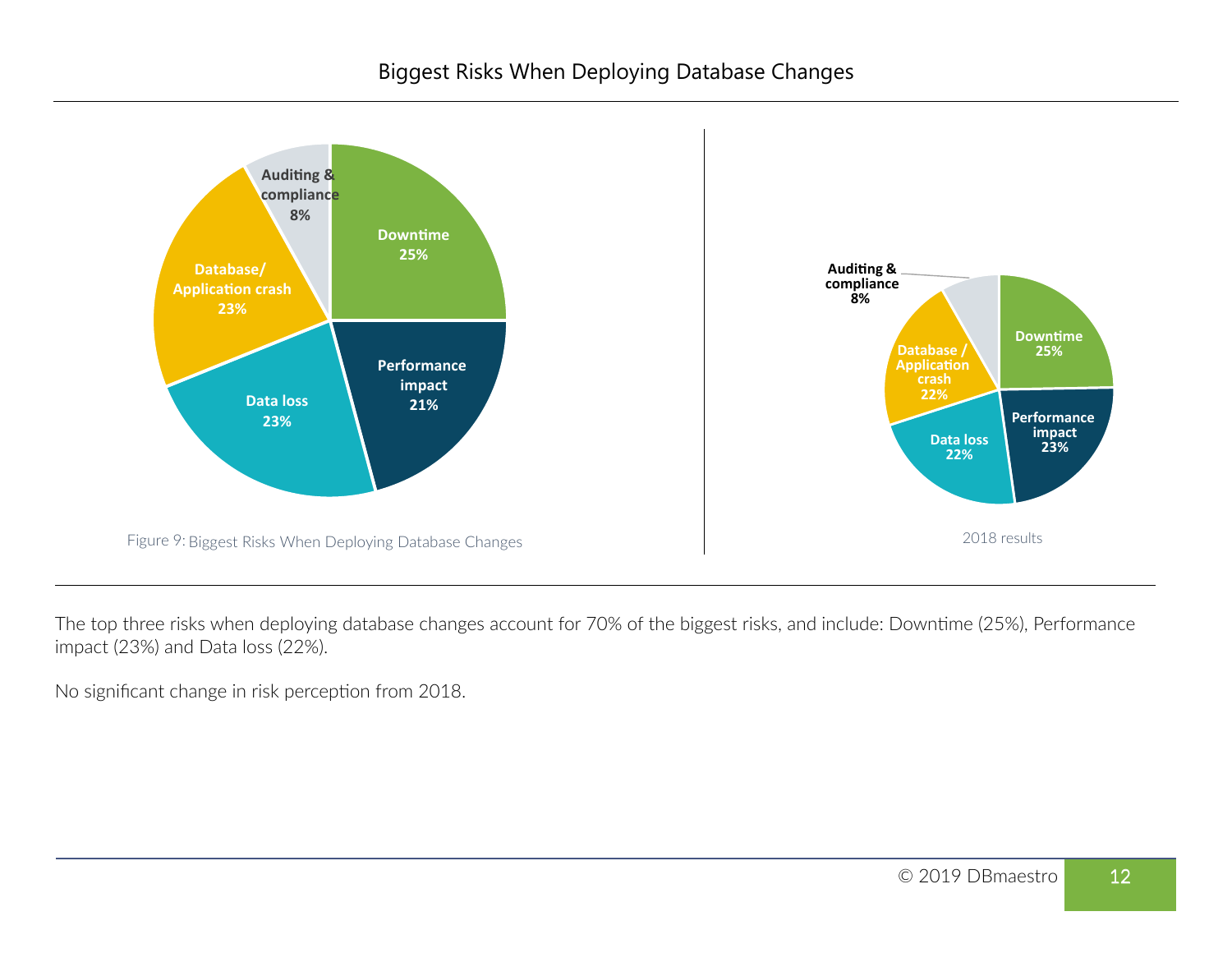## Biggest Risks When Deploying Database Changes

| Risk | 2019 | 2018 |
| --- | --- | --- |
| Downtime | 25% | 25% |
| Performance impact | 21% | 23% |
| Data loss | 23% | 22% |
| Database/Application crash | 23% | 22% |
| Auditing & compliance | 8% | 8% |

Figure 9: Biggest Risks When Deploying Database Changes

2018 results

The top three risks when deploying database changes account for 70% of the biggest risks, and include: Downtime (25%), Performance impact (23%) and Data loss (22%).

No significant change in risk perception from 2018.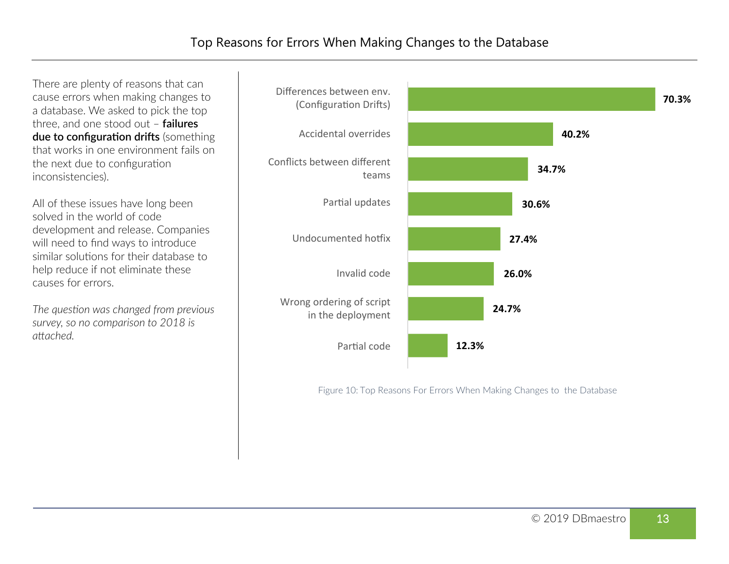# Top Reasons for Errors When Making Changes to the Database

There are plenty of reasons that can cause errors when making changes to a database. We asked to pick the top three, and one stood out – **failures due to configuration drifts** (something that works in one environment fails on the next due to configuration inconsistencies).

All of these issues have long been solved in the world of code development and release. Companies will need to find ways to introduce similar solutions for their database to help reduce if not eliminate these causes for errors.

*The question was changed from previous survey, so no comparison to 2018 is attached.*

| Reason | Percentage |
|---|---|
| Differences between env. (Configuration Drifts) | 70.3% |
| Accidental overrides | 40.2% |
| Conflicts between different teams | 34.7% |
| Partial updates | 30.6% |
| Undocumented hotfix | 27.4% |
| Invalid code | 26.0% |
| Wrong ordering of script in the deployment | 24.7% |
| Partial code | 12.3% |

Figure 10: Top Reasons For Errors When Making Changes to the Database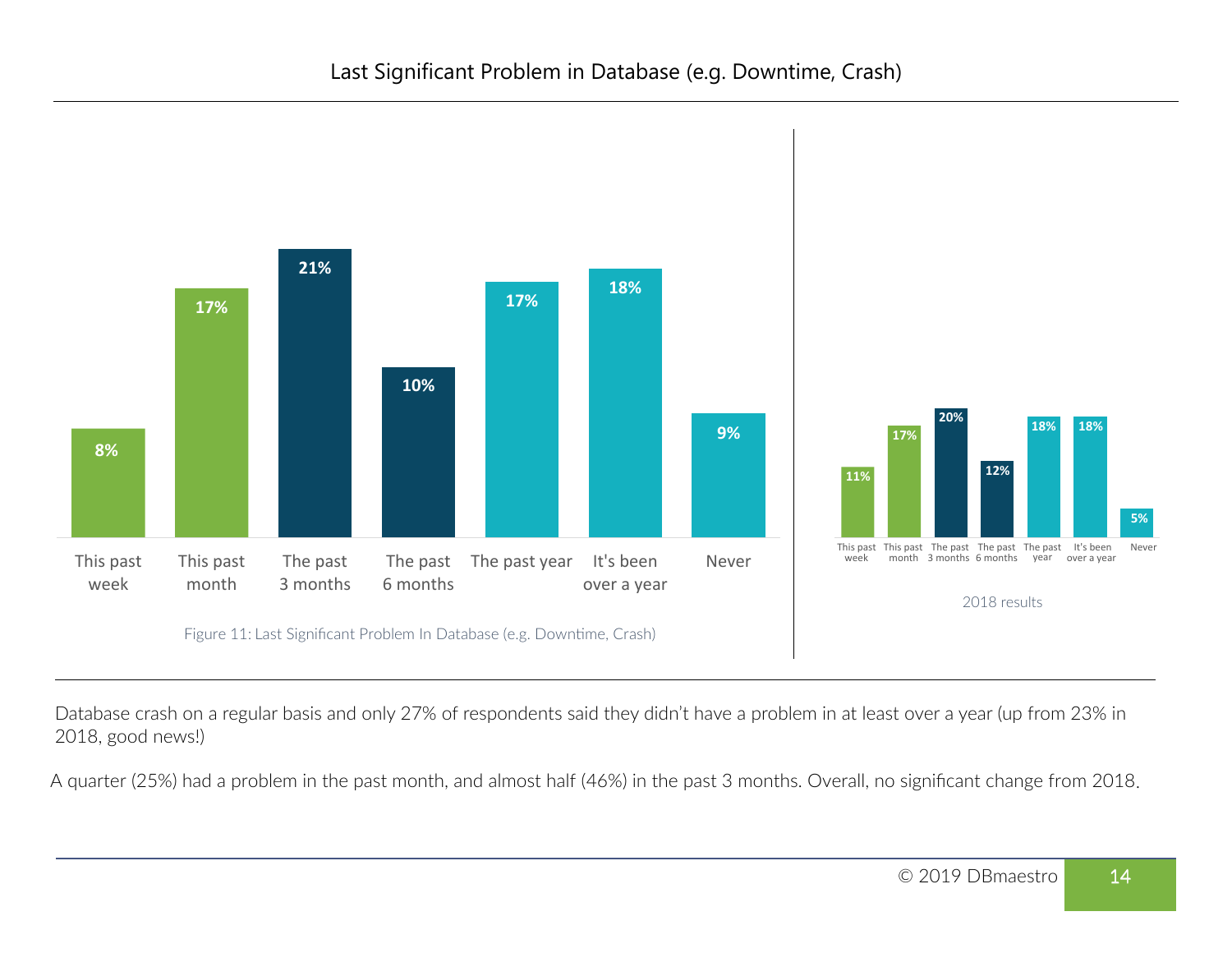## Last Significant Problem in Database (e.g. Downtime, Crash)

| | This past week | This past month | The past 3 months | The past 6 months | The past year | It's been over a year | Never |
|---|---|---|---|---|---|---|---|
| 2019 | 8% | 17% | 21% | 10% | 17% | 18% | 9% |
| 2018 results | 11% | 17% | 20% | 12% | 18% | 18% | 5% |

Figure 11: Last Significant Problem In Database (e.g. Downtime, Crash)

2018 results

Database crash on a regular basis and only 27% of respondents said they didn't have a problem in at least over a year (up from 23% in 2018, good news!)

A quarter (25%) had a problem in the past month, and almost half (46%) in the past 3 months. Overall, no significant change from 2018.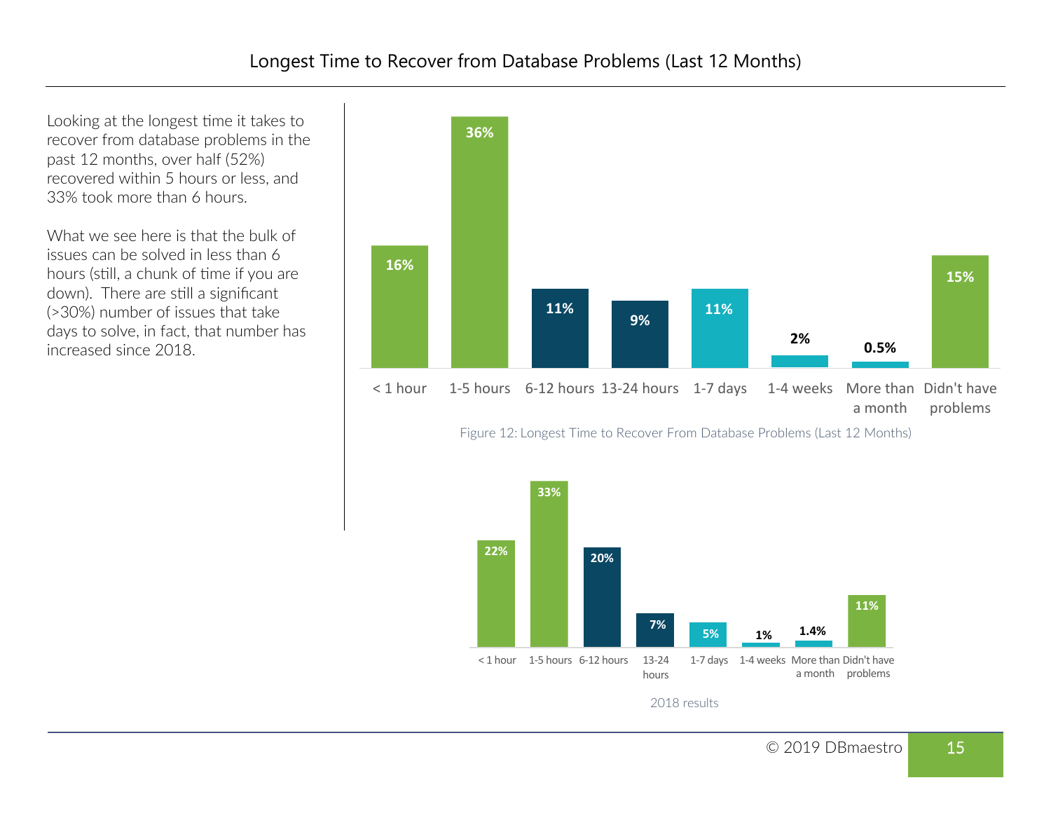# Longest Time to Recover from Database Problems (Last 12 Months)

Looking at the longest time it takes to recover from database problems in the past 12 months, over half (52%) recovered within 5 hours or less, and 33% took more than 6 hours.

What we see here is that the bulk of issues can be solved in less than 6 hours (still, a chunk of time if you are down). There are still a significant (>30%) number of issues that take days to solve, in fact, that number has increased since 2018.

| < 1 hour | 1-5 hours | 6-12 hours | 13-24 hours | 1-7 days | 1-4 weeks | More than a month | Didn't have problems |
|---|---|---|---|---|---|---|---|
| 16% | 36% | 11% | 9% | 11% | 2% | 0.5% | 15% |

Figure 12: Longest Time to Recover From Database Problems (Last 12 Months)

| < 1 hour | 1-5 hours | 6-12 hours | 13-24 hours | 1-7 days | 1-4 weeks | More than a month | Didn't have problems |
|---|---|---|---|---|---|---|---|
| 22% | 33% | 20% | 7% | 5% | 1% | 1.4% | 11% |

2018 results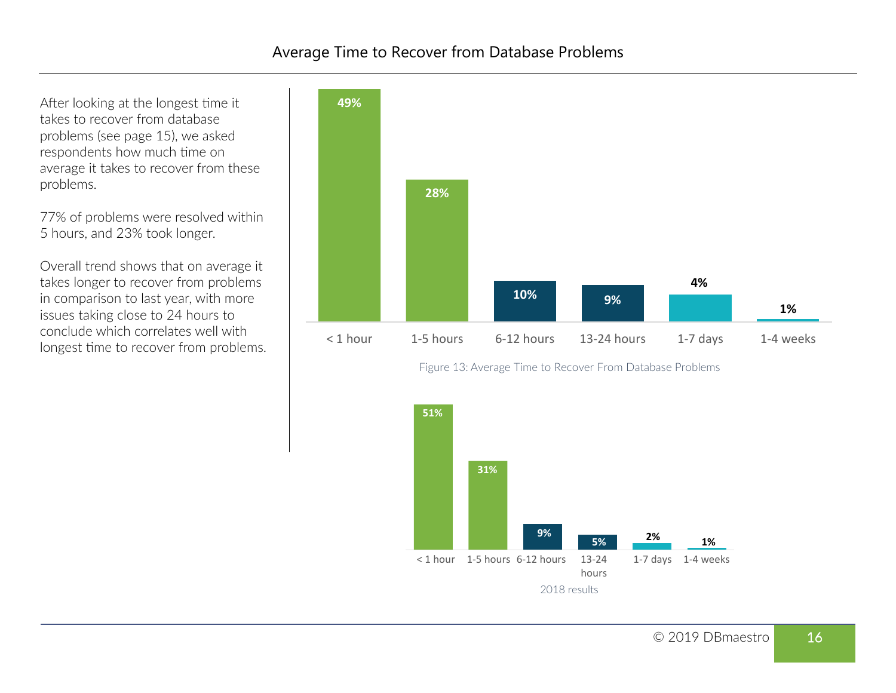## Average Time to Recover from Database Problems

After looking at the longest time it takes to recover from database problems (see page 15), we asked respondents how much time on average it takes to recover from these problems.

77% of problems were resolved within 5 hours, and 23% took longer.

Overall trend shows that on average it takes longer to recover from problems in comparison to last year, with more issues taking close to 24 hours to conclude which correlates well with longest time to recover from problems.

| < 1 hour | 1-5 hours | 6-12 hours | 13-24 hours | 1-7 days | 1-4 weeks |
|---|---|---|---|---|---|
| 49% | 28% | 10% | 9% | 4% | 1% |

Figure 13: Average Time to Recover From Database Problems

| < 1 hour | 1-5 hours | 6-12 hours | 13-24 hours | 1-7 days | 1-4 weeks |
|---|---|---|---|---|---|
| 51% | 31% | 9% | 5% | 2% | 1% |

2018 results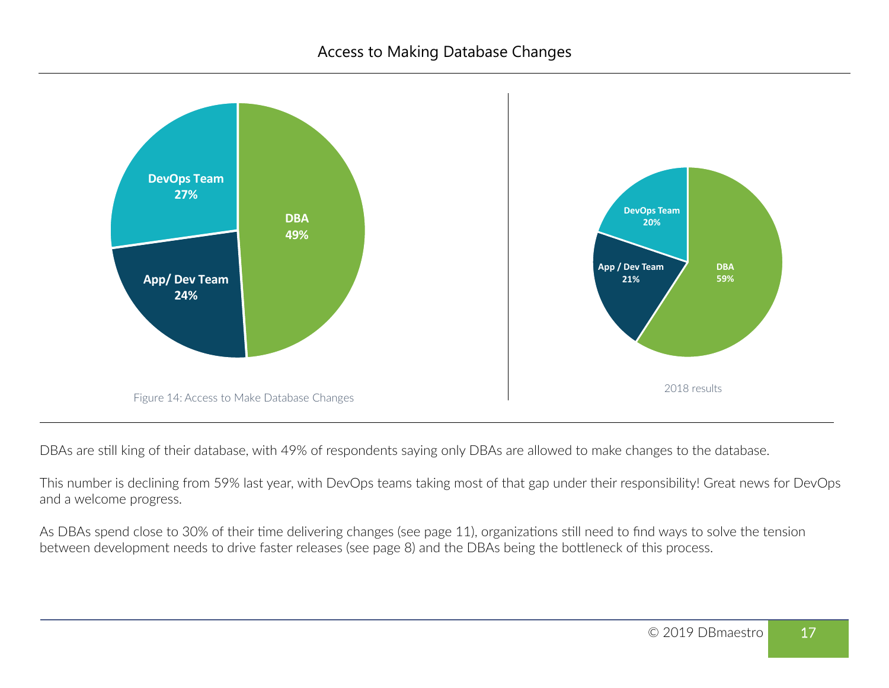## Access to Making Database Changes

| | DBA | DevOps Team | App / Dev Team |
|---|---|---|---|
| Figure 14 (current) | 49% | 27% | 24% |
| 2018 results | 59% | 20% | 21% |

Figure 14: Access to Make Database Changes

2018 results

DBAs are still king of their database, with 49% of respondents saying only DBAs are allowed to make changes to the database.

This number is declining from 59% last year, with DevOps teams taking most of that gap under their responsibility! Great news for DevOps and a welcome progress.

As DBAs spend close to 30% of their time delivering changes (see page 11), organizations still need to find ways to solve the tension between development needs to drive faster releases (see page 8) and the DBAs being the bottleneck of this process.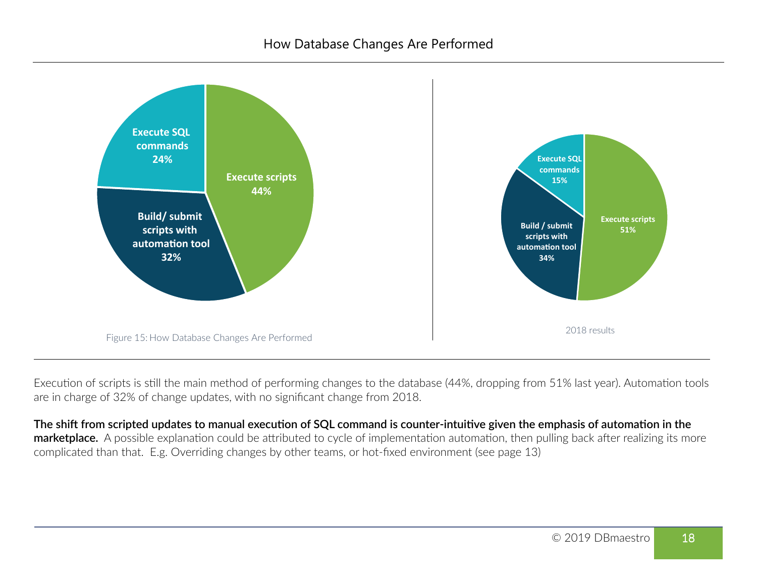## How Database Changes Are Performed

| Method | 2019 | 2018 |
| --- | --- | --- |
| Execute scripts | 44% | 51% |
| Build/ submit scripts with automation tool | 32% | 34% |
| Execute SQL commands | 24% | 15% |

Figure 15: How Database Changes Are Performed

2018 results

Execution of scripts is still the main method of performing changes to the database (44%, dropping from 51% last year). Automation tools are in charge of 32% of change updates, with no significant change from 2018.

**The shift from scripted updates to manual execution of SQL command is counter-intuitive given the emphasis of automation in the marketplace.** A possible explanation could be attributed to cycle of implementation automation, then pulling back after realizing its more complicated than that. E.g. Overriding changes by other teams, or hot-fixed environment (see page 13)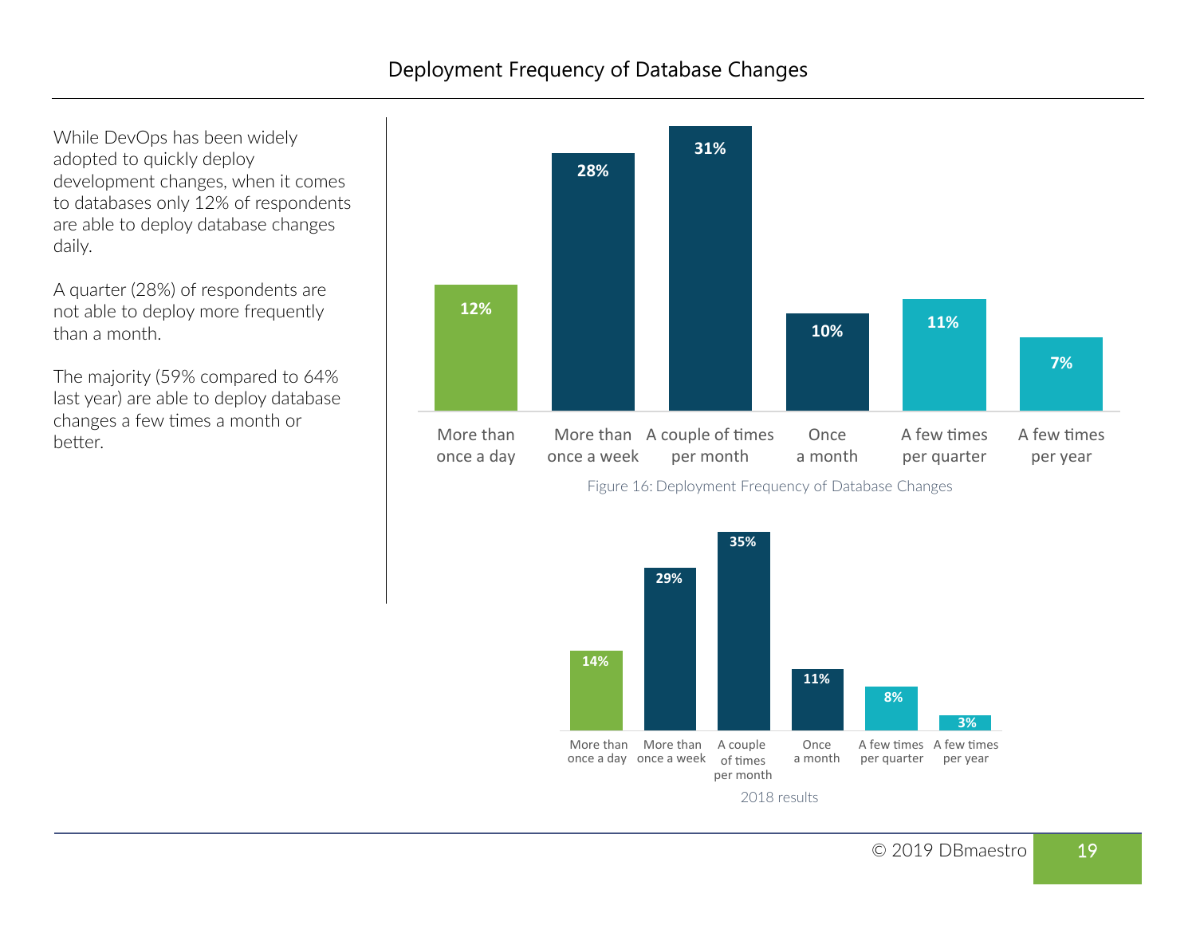## Deployment Frequency of Database Changes

While DevOps has been widely adopted to quickly deploy development changes, when it comes to databases only 12% of respondents are able to deploy database changes daily.

A quarter (28%) of respondents are not able to deploy more frequently than a month.

The majority (59% compared to 64% last year) are able to deploy database changes a few times a month or better.

| More than once a day | More than once a week | A couple of times per month | Once a month | A few times per quarter | A few times per year |
|---|---|---|---|---|---|
| 12% | 28% | 31% | 10% | 11% | 7% |

Figure 16: Deployment Frequency of Database Changes

| More than once a day | More than once a week | A couple of times per month | Once a month | A few times per quarter | A few times per year |
|---|---|---|---|---|---|
| 14% | 29% | 35% | 11% | 8% | 3% |

2018 results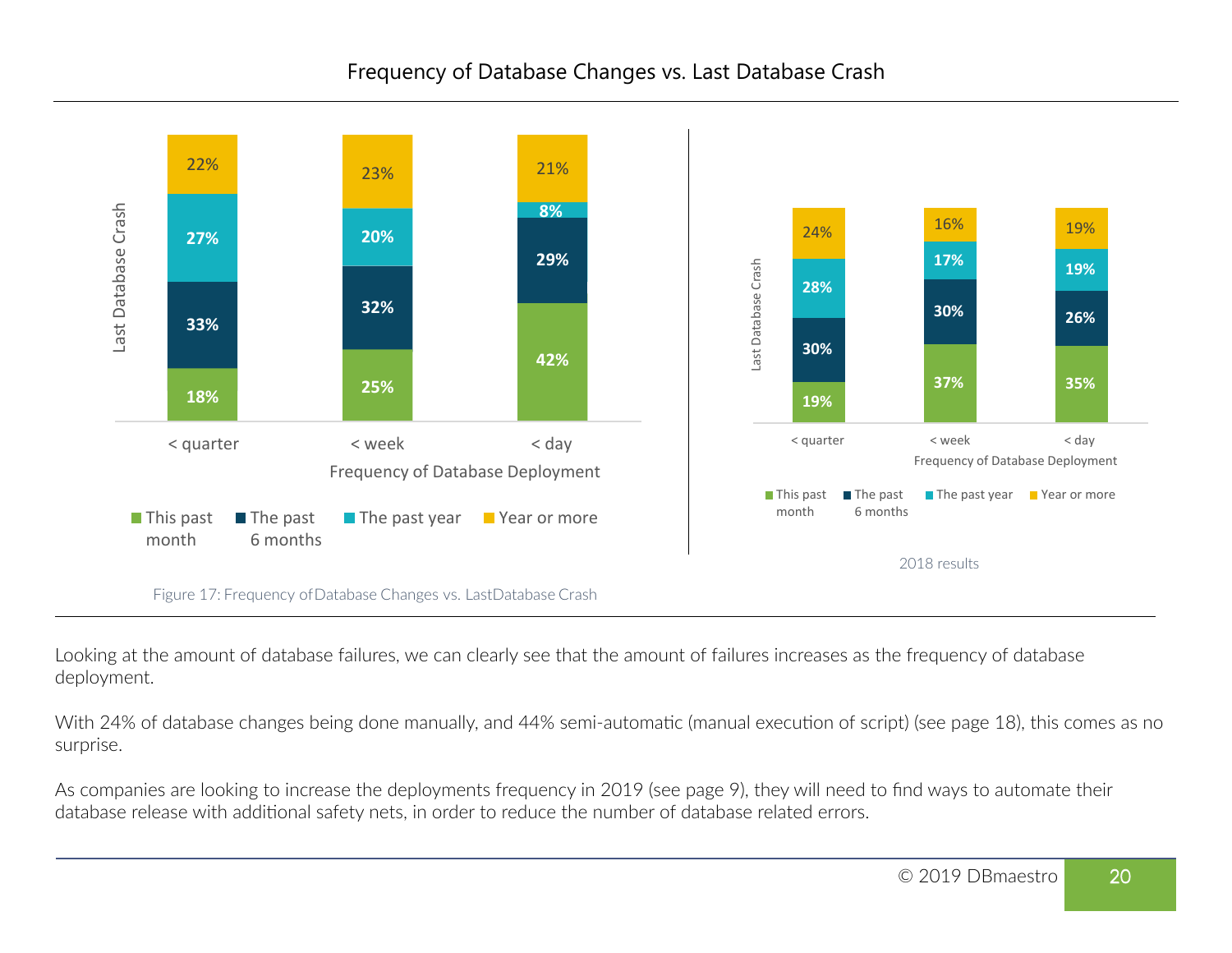## Frequency of Database Changes vs. Last Database Crash

| Last Database Crash | < quarter | < week | < day |
|---|---|---|---|
| This past month | 18% | 25% | 42% |
| The past 6 months | 33% | 32% | 29% |
| The past year | 27% | 20% | 8% |
| Year or more | 22% | 23% | 21% |

Frequency of Database Deployment

Figure 17: Frequency of Database Changes vs. Last Database Crash

**2018 results**

| Last Database Crash | < quarter | < week | < day |
|---|---|---|---|
| This past month | 19% | 37% | 35% |
| The past 6 months | 30% | 30% | 26% |
| The past year | 28% | 17% | 19% |
| Year or more | 24% | 16% | 19% |

Frequency of Database Deployment

Looking at the amount of database failures, we can clearly see that the amount of failures increases as the frequency of database deployment.

With 24% of database changes being done manually, and 44% semi-automatic (manual execution of script) (see page 18), this comes as no surprise.

As companies are looking to increase the deployments frequency in 2019 (see page 9), they will need to find ways to automate their database release with additional safety nets, in order to reduce the number of database related errors.

© 2019 DBmaestro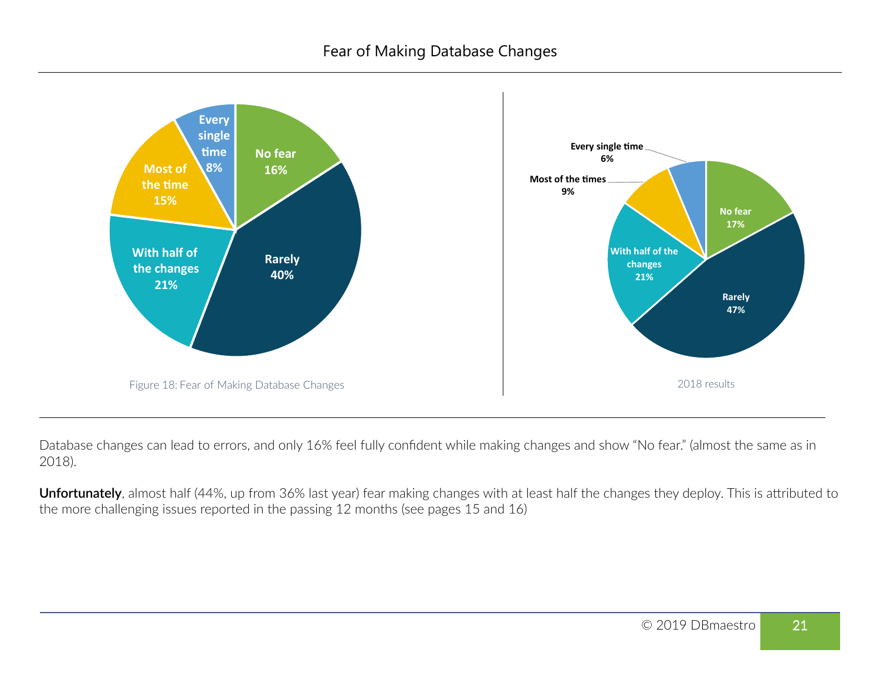## Fear of Making Database Changes

| Response | 2019 | 2018 |
|---|---|---|
| No fear | 16% | 17% |
| Rarely | 40% | 47% |
| With half of the changes | 21% | 21% |
| Most of the time | 15% | 9% |
| Every single time | 8% | 6% |

Figure 18: Fear of Making Database Changes

2018 results

Database changes can lead to errors, and only 16% feel fully confident while making changes and show "No fear." (almost the same as in 2018).

**Unfortunately**, almost half (44%, up from 36% last year) fear making changes with at least half the changes they deploy. This is attributed to the more challenging issues reported in the passing 12 months (see pages 15 and 16)

© 2019 DBmaestro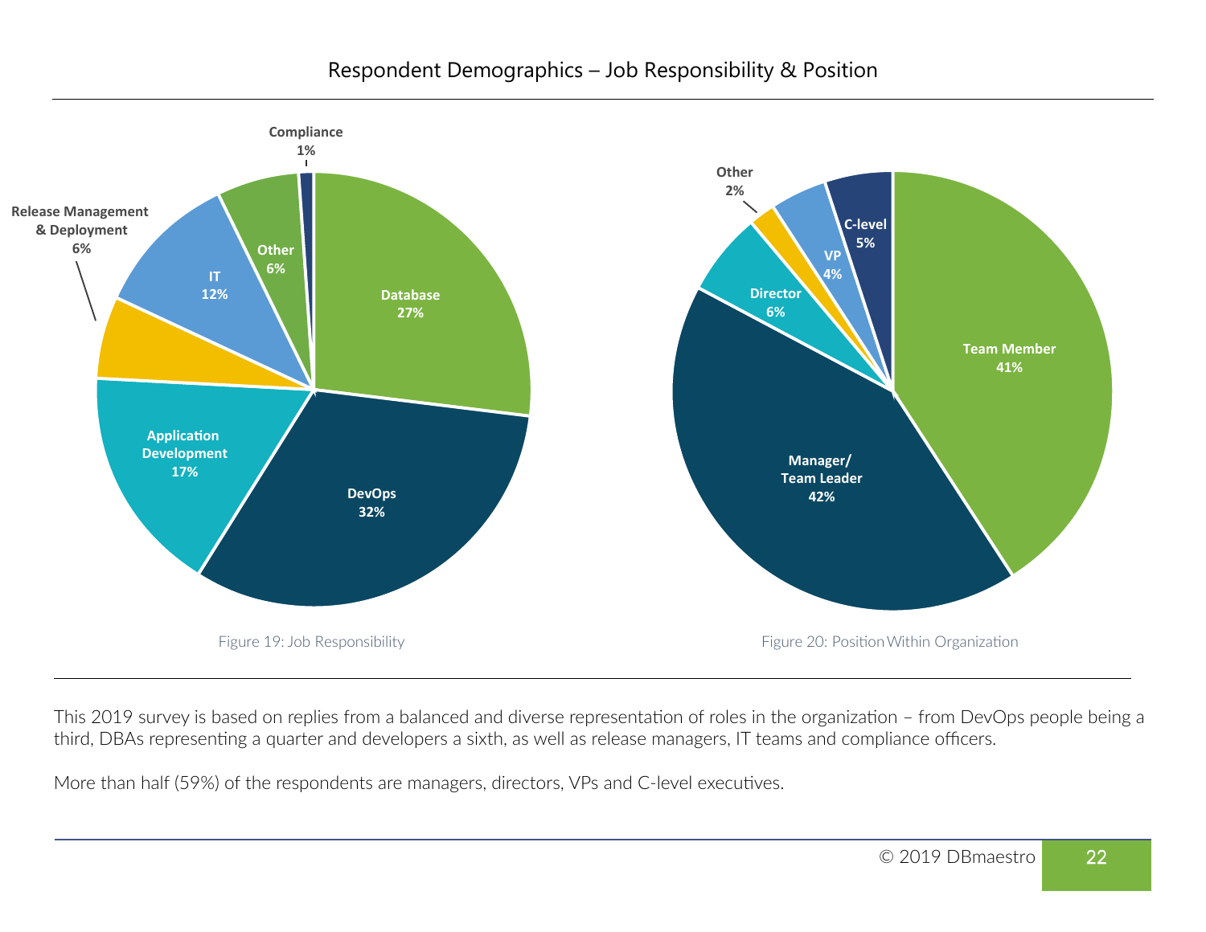## Respondent Demographics – Job Responsibility & Position

| Job Responsibility | % |
|---|---|
| Database | 27% |
| DevOps | 32% |
| Application Development | 17% |
| Release Management & Deployment | 6% |
| IT | 12% |
| Other | 6% |
| Compliance | 1% |

Figure 19: Job Responsibility

| Position Within Organization | % |
|---|---|
| Team Member | 41% |
| Manager/ Team Leader | 42% |
| Director | 6% |
| Other | 2% |
| VP | 4% |
| C-level | 5% |

Figure 20: Position Within Organization

This 2019 survey is based on replies from a balanced and diverse representation of roles in the organization – from DevOps people being a third, DBAs representing a quarter and developers a sixth, as well as release managers, IT teams and compliance officers.

More than half (59%) of the respondents are managers, directors, VPs and C-level executives.

© 2019 DBmaestro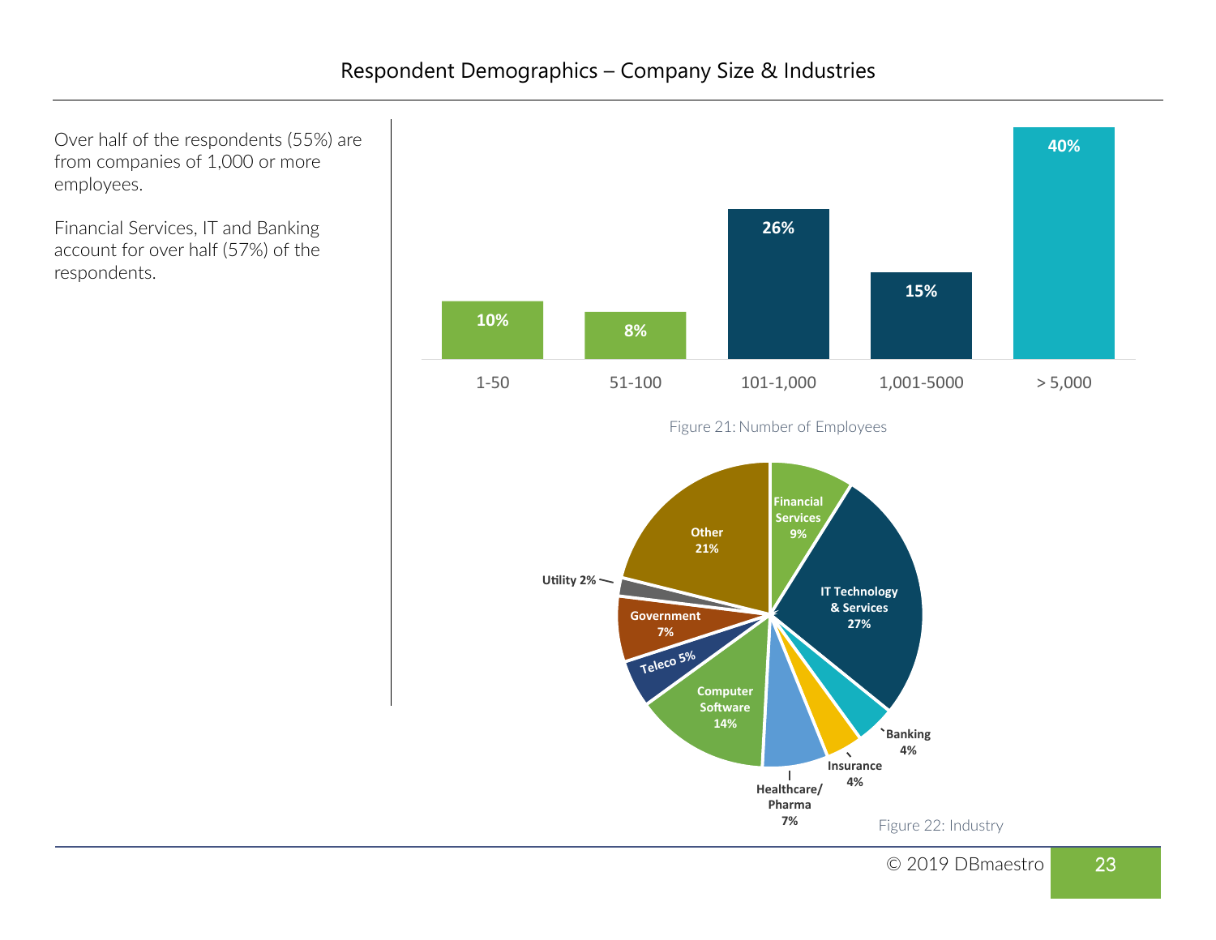## Respondent Demographics – Company Size & Industries

Over half of the respondents (55%) are from companies of 1,000 or more employees.

Financial Services, IT and Banking account for over half (57%) of the respondents.

| Number of Employees | % |
|---|---|
| 1-50 | 10% |
| 51-100 | 8% |
| 101-1,000 | 26% |
| 1,001-5000 | 15% |
| > 5,000 | 40% |

Figure 21: Number of Employees

| Industry | % |
|---|---|
| Financial Services | 9% |
| IT Technology & Services | 27% |
| Banking | 4% |
| Insurance | 4% |
| Healthcare/ Pharma | 7% |
| Computer Software | 14% |
| Teleco | 5% |
| Government | 7% |
| Utility | 2% |
| Other | 21% |

Figure 22: Industry

© 2019 DBmaestro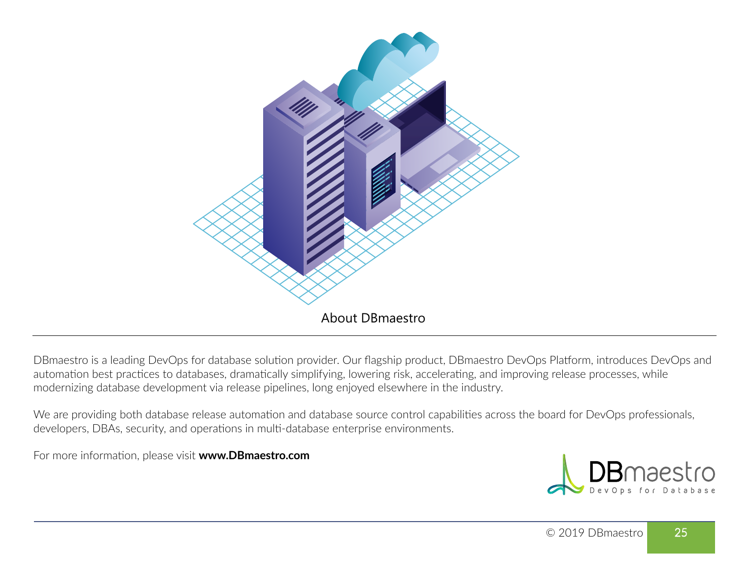## About DBmaestro

DBmaestro is a leading DevOps for database solution provider. Our flagship product, DBmaestro DevOps Platform, introduces DevOps and automation best practices to databases, dramatically simplifying, lowering risk, accelerating, and improving release processes, while modernizing database development via release pipelines, long enjoyed elsewhere in the industry.

We are providing both database release automation and database source control capabilities across the board for DevOps professionals, developers, DBAs, security, and operations in multi-database enterprise environments.

For more information, please visit **www.DBmaestro.com**

DBmaestro
DevOps for Database